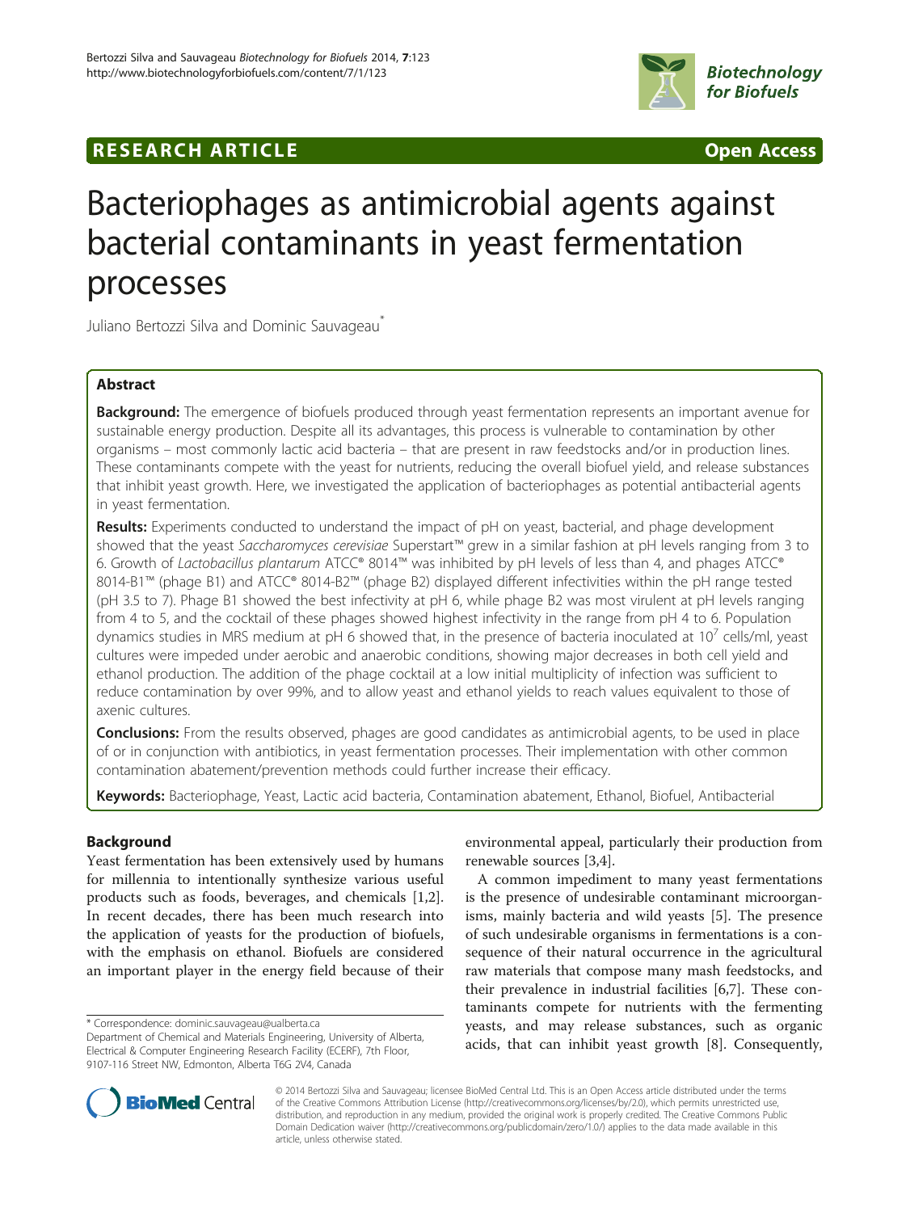**RESEARCH ARTICLE** **Open Access**

# Bacteriophages as antimicrobial agents against bacterial contaminants in yeast fermentation processes

Juliano Bertozzi Silva and Dominic Sauvageau*

## Abstract

**Background:** The emergence of biofuels produced through yeast fermentation represents an important avenue for sustainable energy production. Despite all its advantages, this process is vulnerable to contamination by other organisms – most commonly lactic acid bacteria – that are present in raw feedstocks and/or in production lines. These contaminants compete with the yeast for nutrients, reducing the overall biofuel yield, and release substances that inhibit yeast growth. Here, we investigated the application of bacteriophages as potential antibacterial agents in yeast fermentation.

**Results:** Experiments conducted to understand the impact of pH on yeast, bacterial, and phage development showed that the yeast *Saccharomyces cerevisiae* Superstart™ grew in a similar fashion at pH levels ranging from 3 to 6. Growth of *Lactobacillus plantarum* ATCC® 8014™ was inhibited by pH levels of less than 4, and phages ATCC® 8014-B1™ (phage B1) and ATCC® 8014-B2™ (phage B2) displayed different infectivities within the pH range tested (pH 3.5 to 7). Phage B1 showed the best infectivity at pH 6, while phage B2 was most virulent at pH levels ranging from 4 to 5, and the cocktail of these phages showed highest infectivity in the range from pH 4 to 6. Population dynamics studies in MRS medium at pH 6 showed that, in the presence of bacteria inoculated at $10^7$ cells/ml, yeast cultures were impeded under aerobic and anaerobic conditions, showing major decreases in both cell yield and ethanol production. The addition of the phage cocktail at a low initial multiplicity of infection was sufficient to reduce contamination by over 99%, and to allow yeast and ethanol yields to reach values equivalent to those of axenic cultures.

**Conclusions:** From the results observed, phages are good candidates as antimicrobial agents, to be used in place of or in conjunction with antibiotics, in yeast fermentation processes. Their implementation with other common contamination abatement/prevention methods could further increase their efficacy.

**Keywords:** Bacteriophage, Yeast, Lactic acid bacteria, Contamination abatement, Ethanol, Biofuel, Antibacterial

## Background

Yeast fermentation has been extensively used by humans for millennia to intentionally synthesize various useful products such as foods, beverages, and chemicals [1,2]. In recent decades, there has been much research into the application of yeasts for the production of biofuels, with the emphasis on ethanol. Biofuels are considered an important player in the energy field because of their environmental appeal, particularly their production from renewable sources [3,4].

A common impediment to many yeast fermentations is the presence of undesirable contaminant microorganisms, mainly bacteria and wild yeasts [5]. The presence of such undesirable organisms in fermentations is a consequence of their natural occurrence in the agricultural raw materials that compose many mash feedstocks, and their prevalence in industrial facilities [6,7]. These contaminants compete for nutrients with the fermenting yeasts, and may release substances, such as organic acids, that can inhibit yeast growth [8]. Consequently,

* Correspondence: dominic.sauvageau@ualberta.ca
Department of Chemical and Materials Engineering, University of Alberta, Electrical & Computer Engineering Research Facility (ECERF), 7th Floor, 9107-116 Street NW, Edmonton, Alberta T6G 2V4, Canada

© 2014 Bertozzi Silva and Sauvageau; licensee BioMed Central Ltd. This is an Open Access article distributed under the terms of the Creative Commons Attribution License (http://creativecommons.org/licenses/by/2.0), which permits unrestricted use, distribution, and reproduction in any medium, provided the original work is properly credited. The Creative Commons Public Domain Dedication waiver (http://creativecommons.org/publicdomain/zero/1.0/) applies to the data made available in this article, unless otherwise stated.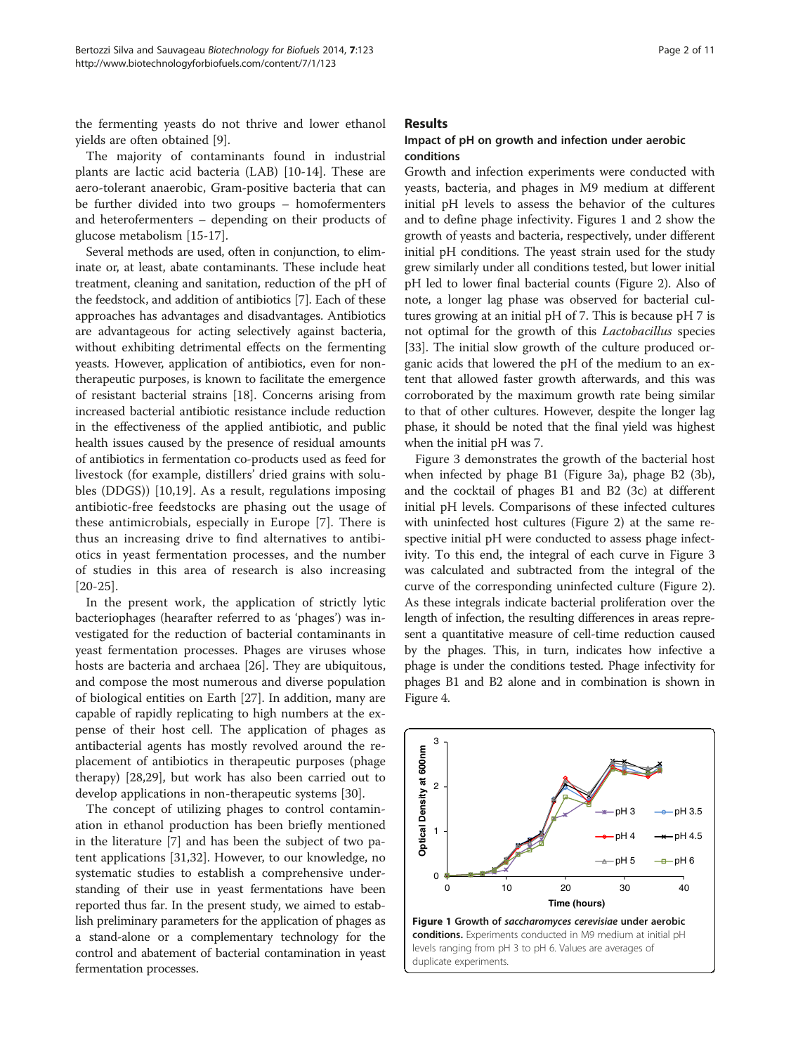the fermenting yeasts do not thrive and lower ethanol yields are often obtained [9].

The majority of contaminants found in industrial plants are lactic acid bacteria (LAB) [10-14]. These are aero-tolerant anaerobic, Gram-positive bacteria that can be further divided into two groups – homofermenters and heterofermenters – depending on their products of glucose metabolism [15-17].

Several methods are used, often in conjunction, to eliminate or, at least, abate contaminants. These include heat treatment, cleaning and sanitation, reduction of the pH of the feedstock, and addition of antibiotics [7]. Each of these approaches has advantages and disadvantages. Antibiotics are advantageous for acting selectively against bacteria, without exhibiting detrimental effects on the fermenting yeasts. However, application of antibiotics, even for non-therapeutic purposes, is known to facilitate the emergence of resistant bacterial strains [18]. Concerns arising from increased bacterial antibiotic resistance include reduction in the effectiveness of the applied antibiotic, and public health issues caused by the presence of residual amounts of antibiotics in fermentation co-products used as feed for livestock (for example, distillers' dried grains with solubles (DDGS)) [10,19]. As a result, regulations imposing antibiotic-free feedstocks are phasing out the usage of these antimicrobials, especially in Europe [7]. There is thus an increasing drive to find alternatives to antibiotics in yeast fermentation processes, and the number of studies in this area of research is also increasing [20-25].

In the present work, the application of strictly lytic bacteriophages (hearafter referred to as 'phages') was investigated for the reduction of bacterial contaminants in yeast fermentation processes. Phages are viruses whose hosts are bacteria and archaea [26]. They are ubiquitous, and compose the most numerous and diverse population of biological entities on Earth [27]. In addition, many are capable of rapidly replicating to high numbers at the expense of their host cell. The application of phages as antibacterial agents has mostly revolved around the replacement of antibiotics in therapeutic purposes (phage therapy) [28,29], but work has also been carried out to develop applications in non-therapeutic systems [30].

The concept of utilizing phages to control contamination in ethanol production has been briefly mentioned in the literature [7] and has been the subject of two patent applications [31,32]. However, to our knowledge, no systematic studies to establish a comprehensive understanding of their use in yeast fermentations have been reported thus far. In the present study, we aimed to establish preliminary parameters for the application of phages as a stand-alone or a complementary technology for the control and abatement of bacterial contamination in yeast fermentation processes.

## Results

### Impact of pH on growth and infection under aerobic conditions

Growth and infection experiments were conducted with yeasts, bacteria, and phages in M9 medium at different initial pH levels to assess the behavior of the cultures and to define phage infectivity. Figures 1 and 2 show the growth of yeasts and bacteria, respectively, under different initial pH conditions. The yeast strain used for the study grew similarly under all conditions tested, but lower initial pH led to lower final bacterial counts (Figure 2). Also of note, a longer lag phase was observed for bacterial cultures growing at an initial pH of 7. This is because pH 7 is not optimal for the growth of this *Lactobacillus* species [33]. The initial slow growth of the culture produced organic acids that lowered the pH of the medium to an extent that allowed faster growth afterwards, and this was corroborated by the maximum growth rate being similar to that of other cultures. However, despite the longer lag phase, it should be noted that the final yield was highest when the initial pH was 7.

Figure 3 demonstrates the growth of the bacterial host when infected by phage B1 (Figure 3a), phage B2 (3b), and the cocktail of phages B1 and B2 (3c) at different initial pH levels. Comparisons of these infected cultures with uninfected host cultures (Figure 2) at the same respective initial pH were conducted to assess phage infectivity. To this end, the integral of each curve in Figure 3 was calculated and subtracted from the integral of the curve of the corresponding uninfected culture (Figure 2). As these integrals indicate bacterial proliferation over the length of infection, the resulting differences in areas represent a quantitative measure of cell-time reduction caused by the phages. This, in turn, indicates how infective a phage is under the conditions tested. Phage infectivity for phages B1 and B2 alone and in combination is shown in Figure 4.

**Figure 1 Growth of *saccharomyces cerevisiae* under aerobic conditions.** Experiments conducted in M9 medium at initial pH levels ranging from pH 3 to pH 6. Values are averages of duplicate experiments.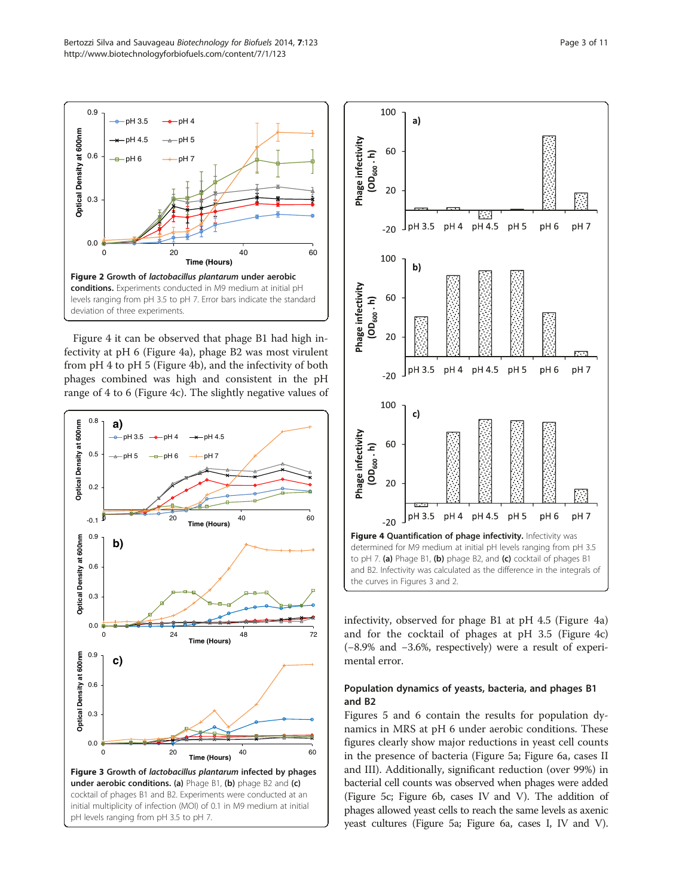**Figure 2 Growth of *lactobacillus plantarum* under aerobic conditions.** Experiments conducted in M9 medium at initial pH levels ranging from pH 3.5 to pH 7. Error bars indicate the standard deviation of three experiments.

Figure 4 it can be observed that phage B1 had high infectivity at pH 6 (Figure 4a), phage B2 was most virulent from pH 4 to pH 5 (Figure 4b), and the infectivity of both phages combined was high and consistent in the pH range of 4 to 6 (Figure 4c). The slightly negative values of infectivity, observed for phage B1 at pH 4.5 (Figure 4a) and for the cocktail of phages at pH 3.5 (Figure 4c) (−8.9% and −3.6%, respectively) were a result of experimental error.

**Figure 3 Growth of *lactobacillus plantarum* infected by phages under aerobic conditions.** **(a)** Phage B1, **(b)** phage B2 and **(c)** cocktail of phages B1 and B2. Experiments were conducted at an initial multiplicity of infection (MOI) of 0.1 in M9 medium at initial pH levels ranging from pH 3.5 to pH 7.

**Figure 4 Quantification of phage infectivity.** Infectivity was determined for M9 medium at initial pH levels ranging from pH 3.5 to pH 7. **(a)** Phage B1, **(b)** phage B2, and **(c)** cocktail of phages B1 and B2. Infectivity was calculated as the difference in the integrals of the curves in Figures 3 and 2.

## Population dynamics of yeasts, bacteria, and phages B1 and B2

Figures 5 and 6 contain the results for population dynamics in MRS at pH 6 under aerobic conditions. These figures clearly show major reductions in yeast cell counts in the presence of bacteria (Figure 5a; Figure 6a, cases II and III). Additionally, significant reduction (over 99%) in bacterial cell counts was observed when phages were added (Figure 5c; Figure 6b, cases IV and V). The addition of phages allowed yeast cells to reach the same levels as axenic yeast cultures (Figure 5a; Figure 6a, cases I, IV and V).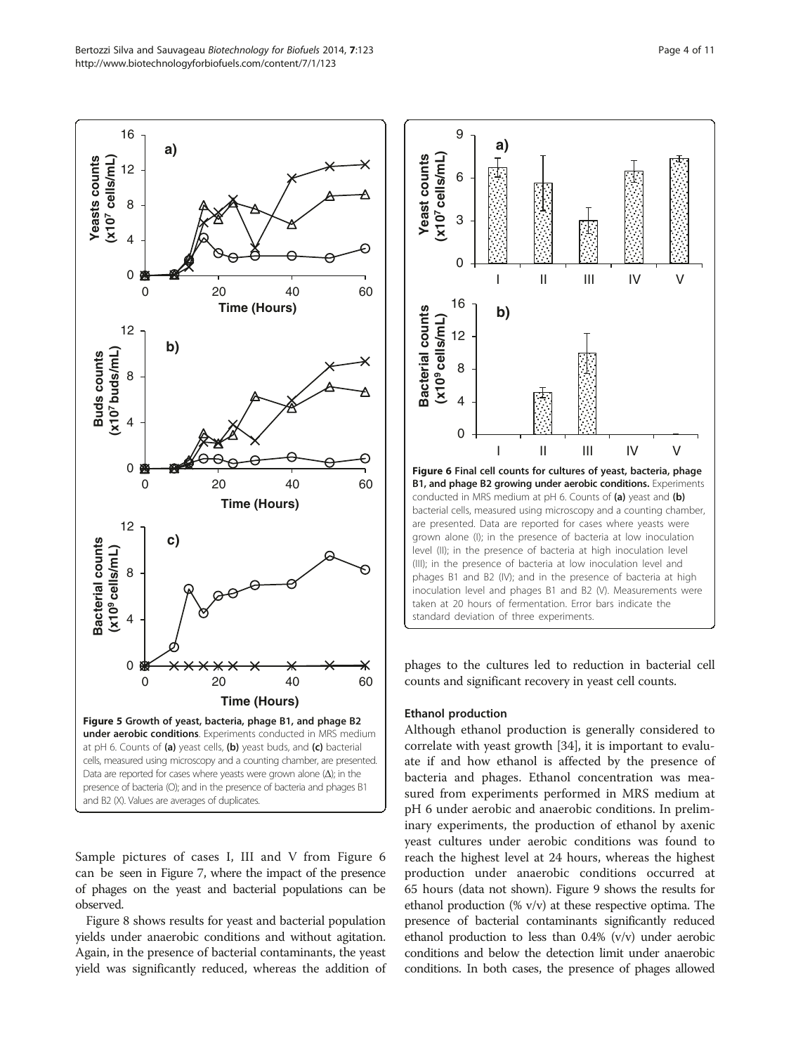**Figure 5 Growth of yeast, bacteria, phage B1, and phage B2 under aerobic conditions.** Experiments conducted in MRS medium at pH 6. Counts of **(a)** yeast cells, **(b)** yeast buds, and **(c)** bacterial cells, measured using microscopy and a counting chamber, are presented. Data are reported for cases where yeasts were grown alone (Δ); in the presence of bacteria (O); and in the presence of bacteria and phages B1 and B2 (X). Values are averages of duplicates.

**Figure 6 Final cell counts for cultures of yeast, bacteria, phage B1, and phage B2 growing under aerobic conditions.** Experiments conducted in MRS medium at pH 6. Counts of **(a)** yeast and **(b)** bacterial cells, measured using microscopy and a counting chamber, are presented. Data are reported for cases where yeasts were grown alone (I); in the presence of bacteria at low inoculation level (II); in the presence of bacteria at high inoculation level (III); in the presence of bacteria at low inoculation level and phages B1 and B2 (IV); and in the presence of bacteria at high inoculation level and phages B1 and B2 (V). Measurements were taken at 20 hours of fermentation. Error bars indicate the standard deviation of three experiments.

Sample pictures of cases I, III and V from Figure 6 can be seen in Figure 7, where the impact of the presence of phages on the yeast and bacterial populations can be observed.

Figure 8 shows results for yeast and bacterial population yields under anaerobic conditions and without agitation. Again, in the presence of bacterial contaminants, the yeast yield was significantly reduced, whereas the addition of phages to the cultures led to reduction in bacterial cell counts and significant recovery in yeast cell counts.

### Ethanol production

Although ethanol production is generally considered to correlate with yeast growth [34], it is important to evaluate if and how ethanol is affected by the presence of bacteria and phages. Ethanol concentration was measured from experiments performed in MRS medium at pH 6 under aerobic and anaerobic conditions. In preliminary experiments, the production of ethanol by axenic yeast cultures under aerobic conditions was found to reach the highest level at 24 hours, whereas the highest production under anaerobic conditions occurred at 65 hours (data not shown). Figure 9 shows the results for ethanol production (% v/v) at these respective optima. The presence of bacterial contaminants significantly reduced ethanol production to less than 0.4% (v/v) under aerobic conditions and below the detection limit under anaerobic conditions. In both cases, the presence of phages allowed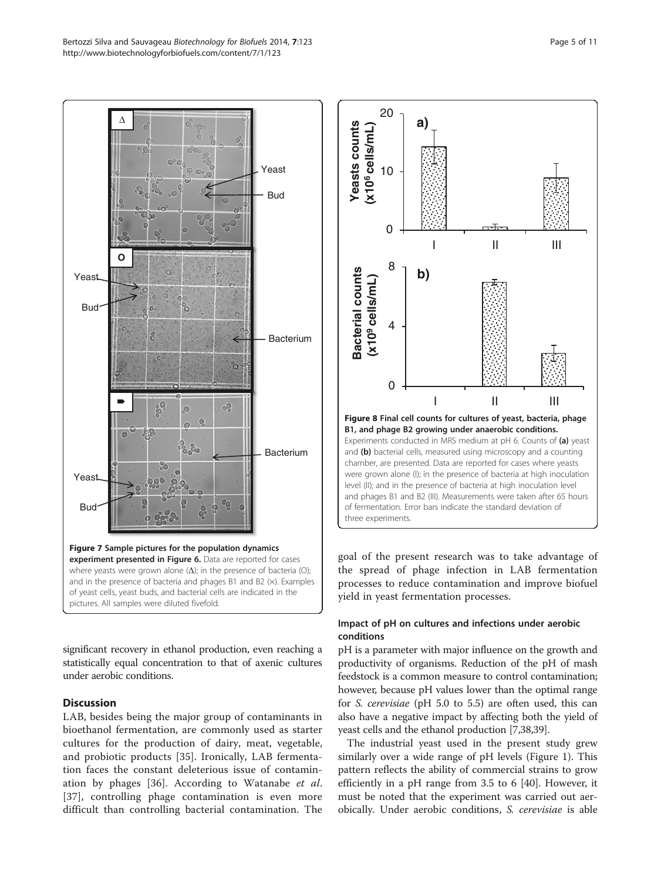**Figure 7 Sample pictures for the population dynamics experiment presented in Figure 6.** Data are reported for cases where yeasts were grown alone (Δ); in the presence of bacteria (O); and in the presence of bacteria and phages B1 and B2 (×). Examples of yeast cells, yeast buds, and bacterial cells are indicated in the pictures. All samples were diluted fivefold.

**Figure 8 Final cell counts for cultures of yeast, bacteria, phage B1, and phage B2 growing under anaerobic conditions.** Experiments conducted in MRS medium at pH 6. Counts of **(a)** yeast and **(b)** bacterial cells, measured using microscopy and a counting chamber, are presented. Data are reported for cases where yeasts were grown alone (I); in the presence of bacteria at high inoculation level (II); and in the presence of bacteria at high inoculation level and phages B1 and B2 (III). Measurements were taken after 65 hours of fermentation. Error bars indicate the standard deviation of three experiments.

significant recovery in ethanol production, even reaching a statistically equal concentration to that of axenic cultures under aerobic conditions.

## Discussion

LAB, besides being the major group of contaminants in bioethanol fermentation, are commonly used as starter cultures for the production of dairy, meat, vegetable, and probiotic products [35]. Ironically, LAB fermentation faces the constant deleterious issue of contamination by phages [36]. According to Watanabe *et al*. [37], controlling phage contamination is even more difficult than controlling bacterial contamination. The goal of the present research was to take advantage of the spread of phage infection in LAB fermentation processes to reduce contamination and improve biofuel yield in yeast fermentation processes.

### Impact of pH on cultures and infections under aerobic conditions

pH is a parameter with major influence on the growth and productivity of organisms. Reduction of the pH of mash feedstock is a common measure to control contamination; however, because pH values lower than the optimal range for *S. cerevisiae* (pH 5.0 to 5.5) are often used, this can also have a negative impact by affecting both the yield of yeast cells and the ethanol production [7,38,39].

The industrial yeast used in the present study grew similarly over a wide range of pH levels (Figure 1). This pattern reflects the ability of commercial strains to grow efficiently in a pH range from 3.5 to 6 [40]. However, it must be noted that the experiment was carried out aerobically. Under aerobic conditions, *S. cerevisiae* is able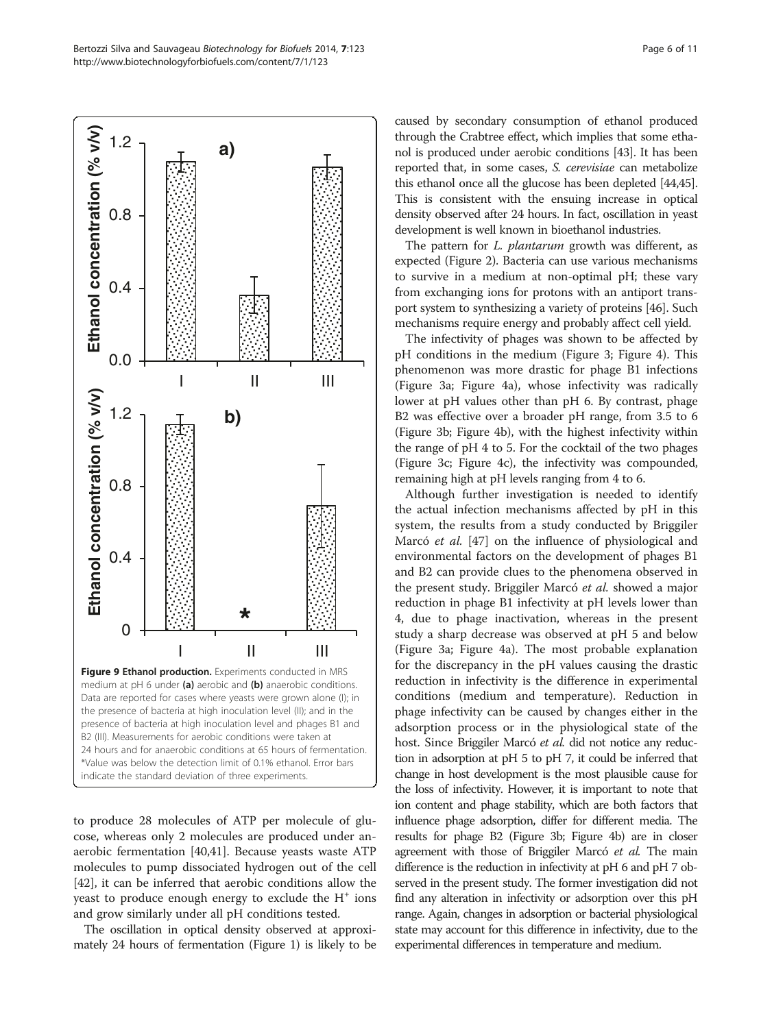**Figure 9 Ethanol production.** Experiments conducted in MRS medium at pH 6 under **(a)** aerobic and **(b)** anaerobic conditions. Data are reported for cases where yeasts were grown alone (I); in the presence of bacteria at high inoculation level (II); and in the presence of bacteria at high inoculation level and phages B1 and B2 (III). Measurements for aerobic conditions were taken at 24 hours and for anaerobic conditions at 65 hours of fermentation. *Value was below the detection limit of 0.1% ethanol. Error bars indicate the standard deviation of three experiments.

to produce 28 molecules of ATP per molecule of glucose, whereas only 2 molecules are produced under anaerobic fermentation [40,41]. Because yeasts waste ATP molecules to pump dissociated hydrogen out of the cell [42], it can be inferred that aerobic conditions allow the yeast to produce enough energy to exclude the $H^+$ ions and grow similarly under all pH conditions tested.

The oscillation in optical density observed at approximately 24 hours of fermentation (Figure 1) is likely to be caused by secondary consumption of ethanol produced through the Crabtree effect, which implies that some ethanol is produced under aerobic conditions [43]. It has been reported that, in some cases, *S. cerevisiae* can metabolize this ethanol once all the glucose has been depleted [44,45]. This is consistent with the ensuing increase in optical density observed after 24 hours. In fact, oscillation in yeast development is well known in bioethanol industries.

The pattern for *L. plantarum* growth was different, as expected (Figure 2). Bacteria can use various mechanisms to survive in a medium at non-optimal pH; these vary from exchanging ions for protons with an antiport transport system to synthesizing a variety of proteins [46]. Such mechanisms require energy and probably affect cell yield.

The infectivity of phages was shown to be affected by pH conditions in the medium (Figure 3; Figure 4). This phenomenon was more drastic for phage B1 infections (Figure 3a; Figure 4a), whose infectivity was radically lower at pH values other than pH 6. By contrast, phage B2 was effective over a broader pH range, from 3.5 to 6 (Figure 3b; Figure 4b), with the highest infectivity within the range of pH 4 to 5. For the cocktail of the two phages (Figure 3c; Figure 4c), the infectivity was compounded, remaining high at pH levels ranging from 4 to 6.

Although further investigation is needed to identify the actual infection mechanisms affected by pH in this system, the results from a study conducted by Briggiler Marcó *et al.* [47] on the influence of physiological and environmental factors on the development of phages B1 and B2 can provide clues to the phenomena observed in the present study. Briggiler Marcó *et al.* showed a major reduction in phage B1 infectivity at pH levels lower than 4, due to phage inactivation, whereas in the present study a sharp decrease was observed at pH 5 and below (Figure 3a; Figure 4a). The most probable explanation for the discrepancy in the pH values causing the drastic reduction in infectivity is the difference in experimental conditions (medium and temperature). Reduction in phage infectivity can be caused by changes either in the adsorption process or in the physiological state of the host. Since Briggiler Marcó *et al.* did not notice any reduction in adsorption at pH 5 to pH 7, it could be inferred that change in host development is the most plausible cause for the loss of infectivity. However, it is important to note that ion content and phage stability, which are both factors that influence phage adsorption, differ for different media. The results for phage B2 (Figure 3b; Figure 4b) are in closer agreement with those of Briggiler Marcó *et al.* The main difference is the reduction in infectivity at pH 6 and pH 7 observed in the present study. The former investigation did not find any alteration in infectivity or adsorption over this pH range. Again, changes in adsorption or bacterial physiological state may account for this difference in infectivity, due to the experimental differences in temperature and medium.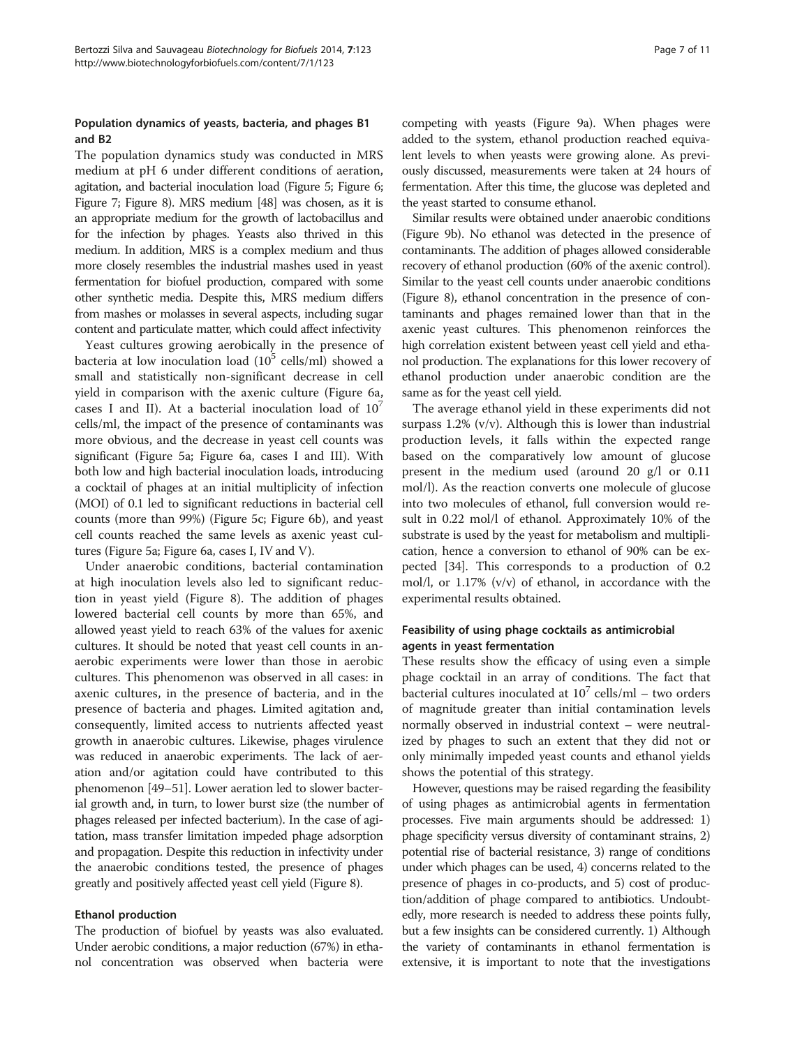### Population dynamics of yeasts, bacteria, and phages B1 and B2

The population dynamics study was conducted in MRS medium at pH 6 under different conditions of aeration, agitation, and bacterial inoculation load (Figure 5; Figure 6; Figure 7; Figure 8). MRS medium [48] was chosen, as it is an appropriate medium for the growth of lactobacillus and for the infection by phages. Yeasts also thrived in this medium. In addition, MRS is a complex medium and thus more closely resembles the industrial mashes used in yeast fermentation for biofuel production, compared with some other synthetic media. Despite this, MRS medium differs from mashes or molasses in several aspects, including sugar content and particulate matter, which could affect infectivity

Yeast cultures growing aerobically in the presence of bacteria at low inoculation load ($10^5$ cells/ml) showed a small and statistically non-significant decrease in cell yield in comparison with the axenic culture (Figure 6a, cases I and II). At a bacterial inoculation load of $10^7$ cells/ml, the impact of the presence of contaminants was more obvious, and the decrease in yeast cell counts was significant (Figure 5a; Figure 6a, cases I and III). With both low and high bacterial inoculation loads, introducing a cocktail of phages at an initial multiplicity of infection (MOI) of 0.1 led to significant reductions in bacterial cell counts (more than 99%) (Figure 5c; Figure 6b), and yeast cell counts reached the same levels as axenic yeast cultures (Figure 5a; Figure 6a, cases I, IV and V).

Under anaerobic conditions, bacterial contamination at high inoculation levels also led to significant reduction in yeast yield (Figure 8). The addition of phages lowered bacterial cell counts by more than 65%, and allowed yeast yield to reach 63% of the values for axenic cultures. It should be noted that yeast cell counts in anaerobic experiments were lower than those in aerobic cultures. This phenomenon was observed in all cases: in axenic cultures, in the presence of bacteria, and in the presence of bacteria and phages. Limited agitation and, consequently, limited access to nutrients affected yeast growth in anaerobic cultures. Likewise, phages virulence was reduced in anaerobic experiments. The lack of aeration and/or agitation could have contributed to this phenomenon [49–51]. Lower aeration led to slower bacterial growth and, in turn, to lower burst size (the number of phages released per infected bacterium). In the case of agitation, mass transfer limitation impeded phage adsorption and propagation. Despite this reduction in infectivity under the anaerobic conditions tested, the presence of phages greatly and positively affected yeast cell yield (Figure 8).

### Ethanol production

The production of biofuel by yeasts was also evaluated. Under aerobic conditions, a major reduction (67%) in ethanol concentration was observed when bacteria were competing with yeasts (Figure 9a). When phages were added to the system, ethanol production reached equivalent levels to when yeasts were growing alone. As previously discussed, measurements were taken at 24 hours of fermentation. After this time, the glucose was depleted and the yeast started to consume ethanol.

Similar results were obtained under anaerobic conditions (Figure 9b). No ethanol was detected in the presence of contaminants. The addition of phages allowed considerable recovery of ethanol production (60% of the axenic control). Similar to the yeast cell counts under anaerobic conditions (Figure 8), ethanol concentration in the presence of contaminants and phages remained lower than that in the axenic yeast cultures. This phenomenon reinforces the high correlation existent between yeast cell yield and ethanol production. The explanations for this lower recovery of ethanol production under anaerobic condition are the same as for the yeast cell yield.

The average ethanol yield in these experiments did not surpass 1.2% (v/v). Although this is lower than industrial production levels, it falls within the expected range based on the comparatively low amount of glucose present in the medium used (around 20 g/l or 0.11 mol/l). As the reaction converts one molecule of glucose into two molecules of ethanol, full conversion would result in 0.22 mol/l of ethanol. Approximately 10% of the substrate is used by the yeast for metabolism and multiplication, hence a conversion to ethanol of 90% can be expected [34]. This corresponds to a production of 0.2 mol/l, or 1.17% (v/v) of ethanol, in accordance with the experimental results obtained.

### Feasibility of using phage cocktails as antimicrobial agents in yeast fermentation

These results show the efficacy of using even a simple phage cocktail in an array of conditions. The fact that bacterial cultures inoculated at $10^7$ cells/ml – two orders of magnitude greater than initial contamination levels normally observed in industrial context – were neutralized by phages to such an extent that they did not or only minimally impeded yeast counts and ethanol yields shows the potential of this strategy.

However, questions may be raised regarding the feasibility of using phages as antimicrobial agents in fermentation processes. Five main arguments should be addressed: 1) phage specificity versus diversity of contaminant strains, 2) potential rise of bacterial resistance, 3) range of conditions under which phages can be used, 4) concerns related to the presence of phages in co-products, and 5) cost of production/addition of phage compared to antibiotics. Undoubtedly, more research is needed to address these points fully, but a few insights can be considered currently. 1) Although the variety of contaminants in ethanol fermentation is extensive, it is important to note that the investigations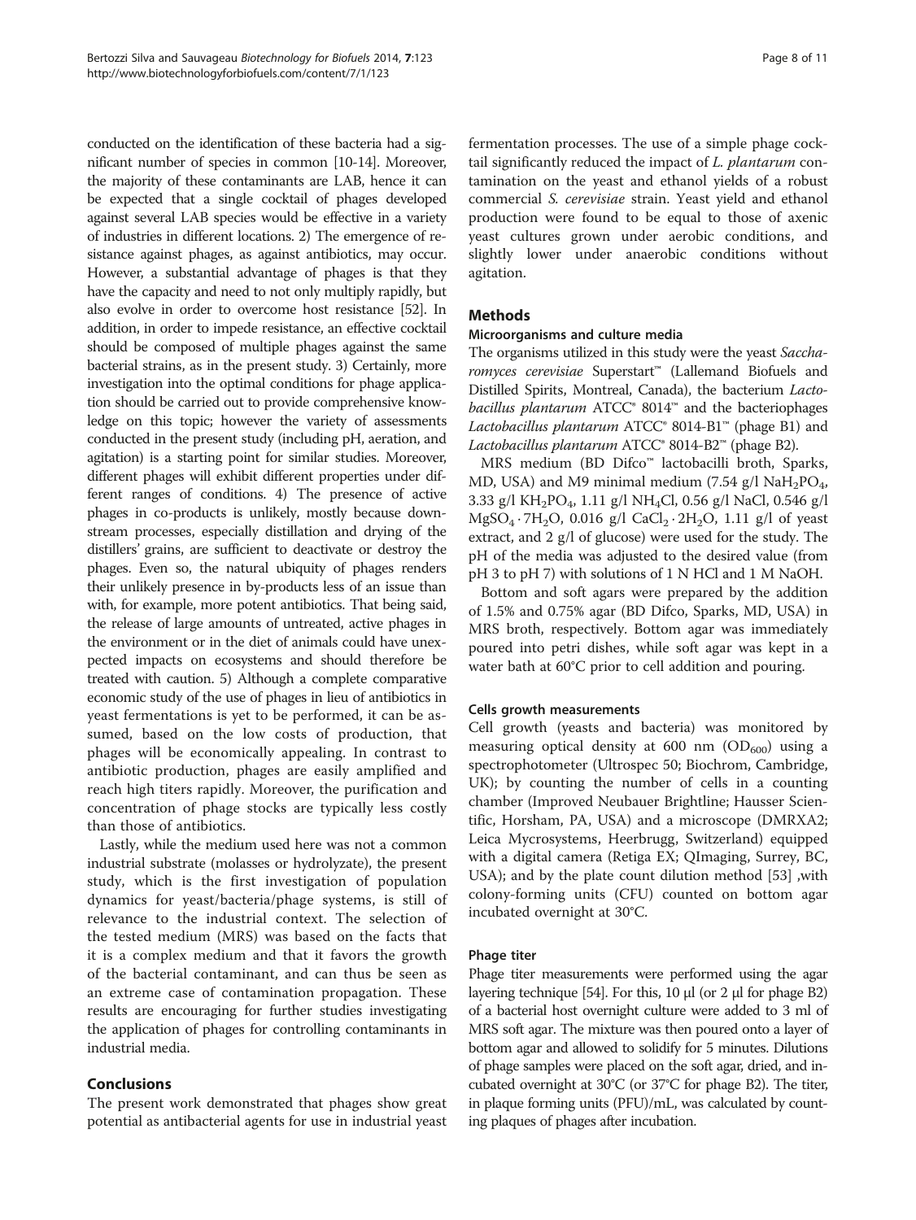conducted on the identification of these bacteria had a significant number of species in common [10-14]. Moreover, the majority of these contaminants are LAB, hence it can be expected that a single cocktail of phages developed against several LAB species would be effective in a variety of industries in different locations. 2) The emergence of resistance against phages, as against antibiotics, may occur. However, a substantial advantage of phages is that they have the capacity and need to not only multiply rapidly, but also evolve in order to overcome host resistance [52]. In addition, in order to impede resistance, an effective cocktail should be composed of multiple phages against the same bacterial strains, as in the present study. 3) Certainly, more investigation into the optimal conditions for phage application should be carried out to provide comprehensive knowledge on this topic; however the variety of assessments conducted in the present study (including pH, aeration, and agitation) is a starting point for similar studies. Moreover, different phages will exhibit different properties under different ranges of conditions. 4) The presence of active phages in co-products is unlikely, mostly because downstream processes, especially distillation and drying of the distillers' grains, are sufficient to deactivate or destroy the phages. Even so, the natural ubiquity of phages renders their unlikely presence in by-products less of an issue than with, for example, more potent antibiotics. That being said, the release of large amounts of untreated, active phages in the environment or in the diet of animals could have unexpected impacts on ecosystems and should therefore be treated with caution. 5) Although a complete comparative economic study of the use of phages in lieu of antibiotics in yeast fermentations is yet to be performed, it can be assumed, based on the low costs of production, that phages will be economically appealing. In contrast to antibiotic production, phages are easily amplified and reach high titers rapidly. Moreover, the purification and concentration of phage stocks are typically less costly than those of antibiotics.

Lastly, while the medium used here was not a common industrial substrate (molasses or hydrolyzate), the present study, which is the first investigation of population dynamics for yeast/bacteria/phage systems, is still of relevance to the industrial context. The selection of the tested medium (MRS) was based on the facts that it is a complex medium and that it favors the growth of the bacterial contaminant, and can thus be seen as an extreme case of contamination propagation. These results are encouraging for further studies investigating the application of phages for controlling contaminants in industrial media.

## Conclusions

The present work demonstrated that phages show great potential as antibacterial agents for use in industrial yeast fermentation processes. The use of a simple phage cocktail significantly reduced the impact of *L. plantarum* contamination on the yeast and ethanol yields of a robust commercial *S. cerevisiae* strain. Yeast yield and ethanol production were found to be equal to those of axenic yeast cultures grown under aerobic conditions, and slightly lower under anaerobic conditions without agitation.

## Methods

### Microorganisms and culture media

The organisms utilized in this study were the yeast *Saccharomyces cerevisiae* Superstart™ (Lallemand Biofuels and Distilled Spirits, Montreal, Canada), the bacterium *Lactobacillus plantarum* ATCC® 8014™ and the bacteriophages *Lactobacillus plantarum* ATCC® 8014-B1™ (phage B1) and *Lactobacillus plantarum* ATCC® 8014-B2™ (phage B2).

MRS medium (BD Difco™ lactobacilli broth, Sparks, MD, USA) and M9 minimal medium (7.54 g/l $NaH_2PO_4$, 3.33 g/l $KH_2PO_4$, 1.11 g/l $NH_4Cl$, 0.56 g/l NaCl, 0.546 g/l $MgSO_4 \cdot 7H_2O$, 0.016 g/l $CaCl_2 \cdot 2H_2O$, 1.11 g/l of yeast extract, and 2 g/l of glucose) were used for the study. The pH of the media was adjusted to the desired value (from pH 3 to pH 7) with solutions of 1 N HCl and 1 M NaOH.

Bottom and soft agars were prepared by the addition of 1.5% and 0.75% agar (BD Difco, Sparks, MD, USA) in MRS broth, respectively. Bottom agar was immediately poured into petri dishes, while soft agar was kept in a water bath at 60°C prior to cell addition and pouring.

### Cells growth measurements

Cell growth (yeasts and bacteria) was monitored by measuring optical density at 600 nm ($OD_{600}$) using a spectrophotometer (Ultrospec 50; Biochrom, Cambridge, UK); by counting the number of cells in a counting chamber (Improved Neubauer Brightline; Hausser Scientific, Horsham, PA, USA) and a microscope (DMRXA2; Leica Mycrosystems, Heerbrugg, Switzerland) equipped with a digital camera (Retiga EX; QImaging, Surrey, BC, USA); and by the plate count dilution method [53] ,with colony-forming units (CFU) counted on bottom agar incubated overnight at 30°C.

### Phage titer

Phage titer measurements were performed using the agar layering technique [54]. For this, 10 μl (or 2 μl for phage B2) of a bacterial host overnight culture were added to 3 ml of MRS soft agar. The mixture was then poured onto a layer of bottom agar and allowed to solidify for 5 minutes. Dilutions of phage samples were placed on the soft agar, dried, and incubated overnight at 30°C (or 37°C for phage B2). The titer, in plaque forming units (PFU)/mL, was calculated by counting plaques of phages after incubation.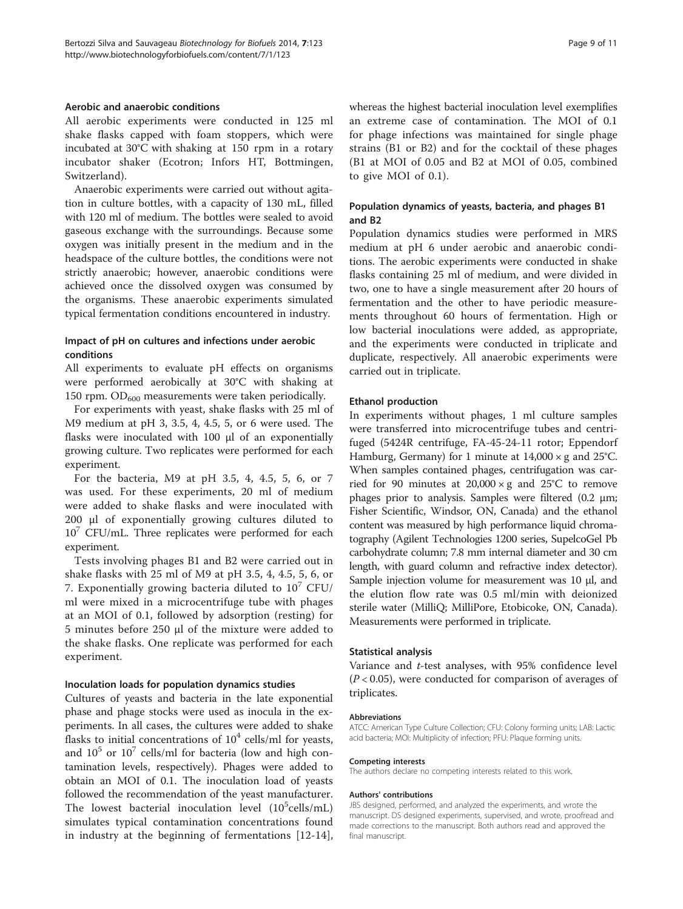### Aerobic and anaerobic conditions

All aerobic experiments were conducted in 125 ml shake flasks capped with foam stoppers, which were incubated at 30°C with shaking at 150 rpm in a rotary incubator shaker (Ecotron; Infors HT, Bottmingen, Switzerland).

Anaerobic experiments were carried out without agitation in culture bottles, with a capacity of 130 mL, filled with 120 ml of medium. The bottles were sealed to avoid gaseous exchange with the surroundings. Because some oxygen was initially present in the medium and in the headspace of the culture bottles, the conditions were not strictly anaerobic; however, anaerobic conditions were achieved once the dissolved oxygen was consumed by the organisms. These anaerobic experiments simulated typical fermentation conditions encountered in industry.

### Impact of pH on cultures and infections under aerobic conditions

All experiments to evaluate pH effects on organisms were performed aerobically at 30°C with shaking at 150 rpm. $OD_{600}$ measurements were taken periodically.

For experiments with yeast, shake flasks with 25 ml of M9 medium at pH 3, 3.5, 4, 4.5, 5, or 6 were used. The flasks were inoculated with 100 μl of an exponentially growing culture. Two replicates were performed for each experiment.

For the bacteria, M9 at pH 3.5, 4, 4.5, 5, 6, or 7 was used. For these experiments, 20 ml of medium were added to shake flasks and were inoculated with 200 μl of exponentially growing cultures diluted to $10^7$ CFU/mL. Three replicates were performed for each experiment.

Tests involving phages B1 and B2 were carried out in shake flasks with 25 ml of M9 at pH 3.5, 4, 4.5, 5, 6, or 7. Exponentially growing bacteria diluted to $10^7$ CFU/ml were mixed in a microcentrifuge tube with phages at an MOI of 0.1, followed by adsorption (resting) for 5 minutes before 250 μl of the mixture were added to the shake flasks. One replicate was performed for each experiment.

### Inoculation loads for population dynamics studies

Cultures of yeasts and bacteria in the late exponential phase and phage stocks were used as inocula in the experiments. In all cases, the cultures were added to shake flasks to initial concentrations of $10^4$ cells/ml for yeasts, and $10^5$ or $10^7$ cells/ml for bacteria (low and high contamination levels, respectively). Phages were added to obtain an MOI of 0.1. The inoculation load of yeasts followed the recommendation of the yeast manufacturer. The lowest bacterial inoculation level ($10^5$cells/mL) simulates typical contamination concentrations found in industry at the beginning of fermentations [12-14], whereas the highest bacterial inoculation level exemplifies an extreme case of contamination. The MOI of 0.1 for phage infections was maintained for single phage strains (B1 or B2) and for the cocktail of these phages (B1 at MOI of 0.05 and B2 at MOI of 0.05, combined to give MOI of 0.1).

### Population dynamics of yeasts, bacteria, and phages B1 and B2

Population dynamics studies were performed in MRS medium at pH 6 under aerobic and anaerobic conditions. The aerobic experiments were conducted in shake flasks containing 25 ml of medium, and were divided in two, one to have a single measurement after 20 hours of fermentation and the other to have periodic measurements throughout 60 hours of fermentation. High or low bacterial inoculations were added, as appropriate, and the experiments were conducted in triplicate and duplicate, respectively. All anaerobic experiments were carried out in triplicate.

### Ethanol production

In experiments without phages, 1 ml culture samples were transferred into microcentrifuge tubes and centrifuged (5424R centrifuge, FA-45-24-11 rotor; Eppendorf Hamburg, Germany) for 1 minute at 14,000 × g and 25°C. When samples contained phages, centrifugation was carried for 90 minutes at 20,000 × g and 25°C to remove phages prior to analysis. Samples were filtered (0.2 μm; Fisher Scientific, Windsor, ON, Canada) and the ethanol content was measured by high performance liquid chromatography (Agilent Technologies 1200 series, SupelcoGel Pb carbohydrate column; 7.8 mm internal diameter and 30 cm length, with guard column and refractive index detector). Sample injection volume for measurement was 10 μl, and the elution flow rate was 0.5 ml/min with deionized sterile water (MilliQ; MilliPore, Etobicoke, ON, Canada). Measurements were performed in triplicate.

### Statistical analysis

Variance and *t*-test analyses, with 95% confidence level ($P < 0.05$), were conducted for comparison of averages of triplicates.

#### Abbreviations

ATCC: American Type Culture Collection; CFU: Colony forming units; LAB: Lactic acid bacteria; MOI: Multiplicity of infection; PFU: Plaque forming units.

#### Competing interests

The authors declare no competing interests related to this work.

#### Authors' contributions

JBS designed, performed, and analyzed the experiments, and wrote the manuscript. DS designed experiments, supervised, and wrote, proofread and made corrections to the manuscript. Both authors read and approved the final manuscript.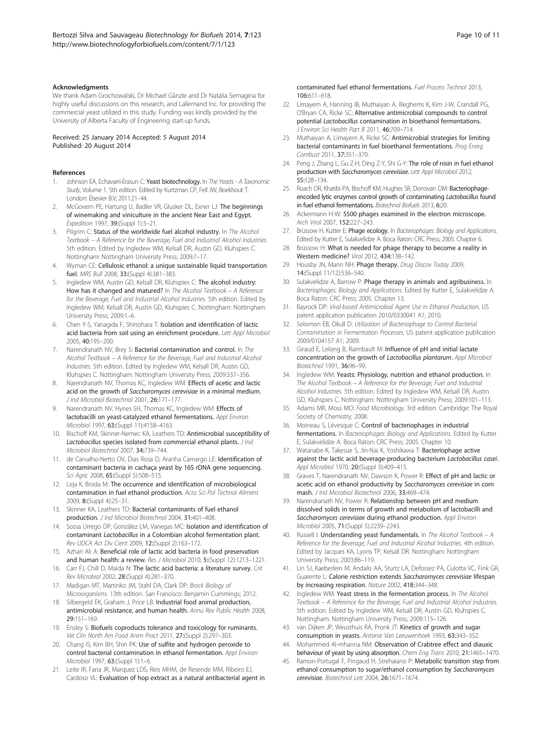## Acknowledgments

We thank Adam Grochowalski, Dr Michael Gänzle and Dr Natalia Semagina for highly useful discussions on this research, and Lallemand Inc. for providing the commercial yeast utilized in this study. Funding was kindly provided by the University of Alberta Faculty of Engineering start-up funds.

Received: 25 January 2014 Accepted: 5 August 2014
Published: 20 August 2014

## References

1. Johnson EA, Echavarri-Erasun C: **Yeast biotechnology.** In *The Yeasts - A Taxonomic Study*, Volume 1. 5th edition. Edited by Kurtzman CP, Fell JW, Boekhout T. London: Elsevier B.V; 2011:21–44.
2. McGovern PE, Hartung U, Badler VR, Glusker DL, Exner LJ: **The beginnings of winemaking and viniculture in the ancient Near East and Egypt.** *Expedition* 1997, **39**:(Suppl 1):3–21.
3. Pilgrim C: **Status of the worldwide fuel alcohol industry.** In *The Alcohol Textbook – A Reference for the Beverage, Fuel and Industrial Alcohol Industries.* 5th edition. Edited by Ingledew WM, Kelsall DR, Austin GD, Kluhspies C. Nottingham: Nottingham University Press; 2009:7–17.
4. Wyman CE: **Cellulosic ethanol: a unique sustainable liquid transportation fuel.** *MRS Bull* 2008, **33**:(Suppl 4):381–383.
5. Ingledew WM, Austin GD, Kelsall DR, Kluhspies C: **The alcohol industry: How has it changed and matured?** In *The Alcohol Textbook – A Reference for the Beverage, Fuel and Industrial Alcohol Industries.* 5th edition. Edited by Ingledew WM, Kelsall DR, Austin GD, Kluhspies C. Nottingham: Nottingham University Press; 2009:1–6.
6. Chen Y-S, Yanagida F, Shinohara T: **Isolation and identification of lactic acid bacteria from soil using an enrichment procedure.** *Lett Appl Microbiol* 2005, **40**:195–200.
7. Narendranath NV, Brey S: **Bacterial contamination and control.** In *The Alcohol Textbook – A Reference for the Beverage, Fuel and Industrial Alcohol Industries.* 5th edition. Edited by Ingledew WM, Kelsall DR, Austin GD, Kluhspies C. Nottingham: Nottingham University Press; 2009:337–356.
8. Narendranath NV, Thomas KC, Ingledew WM: **Effects of acetic and lactic acid on the growth of *Saccharomyces cerevisiae* in a minimal medium.** *J Ind Microbiol Biotechnol* 2001, **26**:171–177.
9. Narendranath NV, Hynes SH, Thomas KC, Ingledew WM: **Effects of lactobacilli on yeast-catalyzed ethanol fermentations.** *Appl Environ Microbiol* 1997, **63**:(Suppl 11):4158–4163.
10. Bischoff KM, Skinner-Nemec KA, Leathers TD: **Antimicrobial susceptibility of *Lactobacillus* species isolated from commercial ethanol plants.** *J Ind Microbiol Biotechnol* 2007, **34**:739–744.
11. de Carvalho-Netto OV, Dias Rosa D, Aranha Camargo LE: **Identification of contaminant bacteria in cachaça yeast by 16S rDNA gene sequencing.** *Sci Agric* 2008, **65**:(Suppl 5):508–515.
12. Leja K, Broda M: **The occurrence and identification of microbiological contamination in fuel ethanol production.** *Acta Sci Pol Technol Aliment* 2009, **8**:(Suppl 4):25–31.
13. Skinner KA, Leathers TD: **Bacterial contaminants of fuel ethanol production.** *J Ind Microbiol Biotechnol* 2004, **31**:401–408.
14. Sossa Urrego DP, González LM, Vanegas MC: **Isolation and identification of contaminant *Lactobacillus* in a Colombian alcohol fermentation plant.** *Rev UDCA Act Div Cient* 2009, **12**:(Suppl 2):163–172.
15. Azhari Ali A: **Beneficial role of lactic acid bacteria in food preservation and human health: a review.** *Res J Microbiol* 2010, **5**:(Suppl 12):1213–1221.
16. Carr FJ, Chill D, Maida N: **The lactic acid bacteria: a literature survey.** *Crit Rev Microbiol* 2002, **28**:(Suppl 4):281–370.
17. Madigan MT, Martinko JM, Stahl DA, Clark DP: *Brock Biology of Microorganisms.* 13th edition. San Francisco: Benjamin Cummings; 2012.
18. Silbergeld EK, Graham J, Price LB: **Industrial food animal production, antimicrobial resistance, and human health.** *Annu Rev Public Health* 2008, **29**:151–169.
19. Ensley S: **Biofuels coproducts tolerance and toxicology for ruminants.** *Vet Clin North Am Food Anim Pract* 2011, **27**:(Suppl 2):297–303.
20. Chang IS, Kim BH, Shin PK: **Use of sulfite and hydrogen peroxide to control bacterial contamination in ethanol fermentation.** *Appl Environ Microbiol* 1997, **63**:(Suppl 1):1–6.
21. Leite IR, Faria JR, Marquez LDS, Reis MHM, de Resende MM, Ribeiro EJ, Cardoso VL: **Evaluation of hop extract as a natural antibacterial agent in contaminated fuel ethanol fermentations.** *Fuel Process Technol* 2013, **106**:611–618.
22. Limayem A, Hanning IB, Muthaiyan A, Illeghems K, Kim J-W, Crandall PG, O'Bryan CA, Ricke SC: **Alternative antimicrobial compounds to control potential *Lactobacillus* contamination in bioethanol fermentations.** *J Environ Sci Health Part B* 2011, **46**:709–714.
23. Muthaiyan A, Limayem A, Ricke SC: **Antimicrobial strategies for limiting bacterial contaminants in fuel bioethanol fermentations.** *Prog Energ Combust* 2011, **37**:351–370.
24. Peng J, Zhang L, Gu Z-H, Ding Z-Y, Shi G-Y: **The role of nisin in fuel ethanol production with *Saccharomyces cerevisiae*.** *Lett Appl Microbiol* 2012, **55**:128–134.
25. Roach DR, Khatibi PA, Bischoff KM, Hughes SR, Donovan DM: **Bacteriophage-encoded lytic enzymes control growth of contaminating *Lactobacillus* found in fuel ethanol fermentations.** *Biotechnol Biofuels* 2013, **6**:20.
26. Ackermann H-W: **5500 phages examined in the electron microscope.** *Arch Virol* 2007, **152**:227–243.
27. Brüssow H, Kutter E: **Phage ecology.** In *Bacteriophages: Biology and Applications.* Edited by Kutter E, Sulakvelidze A. Boca Raton: CRC Press; 2005. Chapter 6.
28. Brüssow H: **What is needed for phage therapy to become a reality in Western medicine?** *Virol* 2012, **434**:138–142.
29. Housby JN, Mann NH: **Phage therapy.** *Drug Discov Today* 2009, **14**:(Suppl 11/12):536–540.
30. Sulakvelidze A, Barrow P: **Phage therapy in animals and agribusiness.** In *Bacteriophages: Biology and Applications.* Edited by Kutter E, Sulakvelidze A. Boca Raton: CRC Press; 2005. Chapter 13.
31. Bayrock DP: *Viral-based Antimicrobial Agent Use in Ethanol Production*, US patent application publication 2010/0330041 A1; 2010.
32. Solomon EB, Okull D: *Utilization of Bacteriophage to Control Bacterial Contamination in Fermentation Processes*, US patent application publication 2009/0104157 A1; 2009.
33. Giraud E, Lelong B, Raimbault M: **Influence of pH and initial lactate concentration on the growth of *Lactobacillus plantarum*.** *Appl Microbiol Biotechnol* 1991, **36**:96–99.
34. Ingledew WM: **Yeasts: Physiology, nutrition and ethanol production.** In *The Alcohol Textbook – A Reference for the Beverage, Fuel and Industrial Alcohol Industries.* 5th edition. Edited by Ingledew WM, Kelsall DR, Austin GD, Kluhspies C. Nottingham: Nottingham University Press; 2009:101–113.
35. Adams MR, Moss MO: *Food Microbiology.* 3rd edition. Cambridge: The Royal Society of Chemistry; 2008.
36. Moineau S, Lévesque C: **Control of bacteriophages in industrial fermentations.** In *Bacteriophages: Biology and Applications.* Edited by Kutter E, Sulakvelidze A. Boca Raton: CRC Press; 2005. Chapter 10.
37. Watanabe K, Takesue S, Jin-Nai K, Yoshikawa T: **Bacteriophage active against the lactic acid beverage-producing bacterium *Lactobacillus casei*.** *Appl Microbiol* 1970, **20**:(Suppl 3):409–415.
38. Graves T, Narendranath NV, Dawson K, Power R: **Effect of pH and lactic or acetic acid on ethanol productivity by *Saccharomyces cerevisiae* in corn mash.** *J Ind Microbiol Biotechnol* 2006, **33**:469–474.
39. Narendranath NV, Power R: **Relationship between pH and medium dissolved solids in terms of growth and metabolism of lactobacilli and *Saccharomyces cerevisiae* during ethanol production.** *Appl Environ Microbiol* 2005, **71**:(Suppl 5):2239–2243.
40. Russell I: **Understanding yeast fundamentals.** In *The Alcohol Textbook – A Reference for the Beverage, Fuel and Industrial Alcohol Industries.* 4th edition. Edited by Jacques KA, Lyons TP, Kelsall DR. Nottingham: Nottingham University Press; 2003:86–119.
41. Lin SJ, Kaeberlein M, Andalis AA, Sturtz LA, Defossez PA, Culotta VC, Fink GR, Guarente L: **Calorie restriction extends *Saccharomyces cerevisiae* lifespan by increasing respiration.** *Nature* 2002, **418**:344–348.
42. Ingledew WM: **Yeast stress in the fermentation process.** In *The Alcohol Textbook – A Reference for the Beverage, Fuel and Industrial Alcohol Industries.* 5th edition. Edited by Ingledew WM, Kelsall DR, Austin GD, Kluhspies C. Nottingham: Nottingham University Press; 2009:115–126.
43. van Dijken JP, Weusthuis RA, Pronk JT: **Kinetics of growth and sugar consumption in yeasts.** *Antonie Van Leeuwenhoek* 1993, **63**:343–352.
44. Mohammed Al-mhanna NM: **Observation of Crabtree effect and diauxic behaviour of yeast by using absorption.** *Chem Eng Trans* 2010, **21**:1465–1470.
45. Ramon-Portugal F, Pingaud H, Strehaiano P: **Metabolic transition step from ethanol consumption to sugar/ethanol consumption by *Saccharomyces cerevisiae*.** *Biotechnol Lett* 2004, **26**:1671–1674.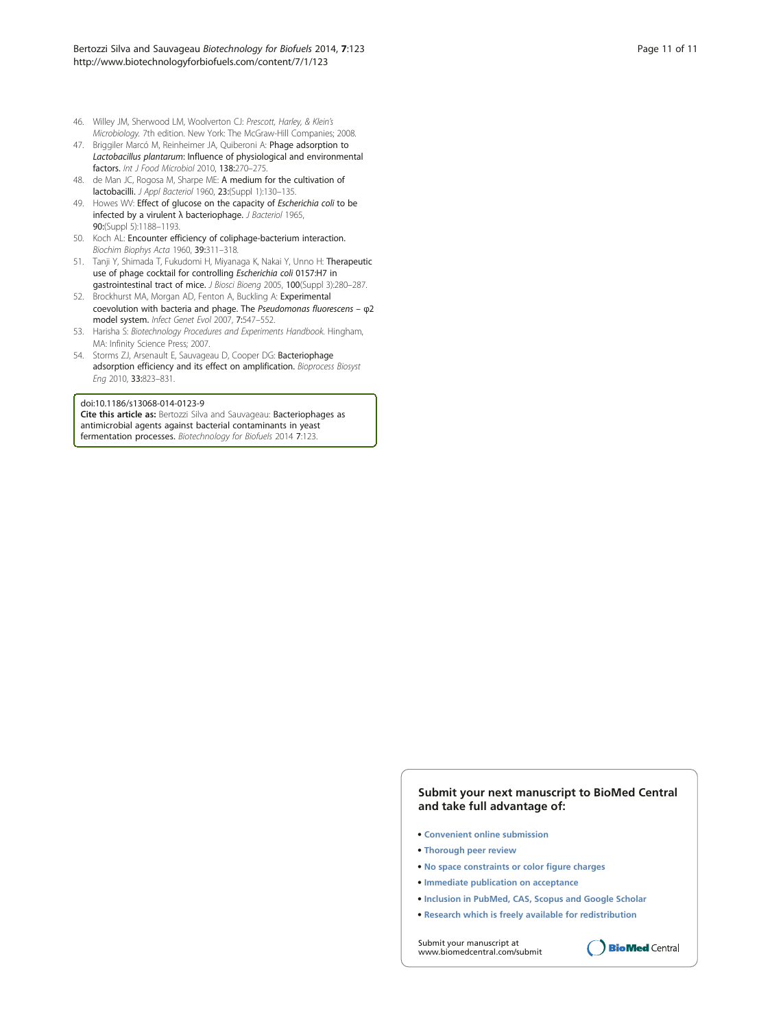46. Willey JM, Sherwood LM, Woolverton CJ: *Prescott, Harley, & Klein's Microbiology.* 7th edition. New York: The McGraw-Hill Companies; 2008.
47. Briggiler Marcó M, Reinheimer JA, Quiberoni A: **Phage adsorption to *Lactobacillus plantarum*: Influence of physiological and environmental factors.** *Int J Food Microbiol* 2010, **138:**270–275.
48. de Man JC, Rogosa M, Sharpe ME: **A medium for the cultivation of lactobacilli.** *J Appl Bacteriol* 1960, **23:**(Suppl 1):130–135.
49. Howes WV: **Effect of glucose on the capacity of *Escherichia coli* to be infected by a virulent λ bacteriophage.** *J Bacteriol* 1965, **90:**(Suppl 5):1188–1193.
50. Koch AL: **Encounter efficiency of coliphage-bacterium interaction.** *Biochim Biophys Acta* 1960, **39:**311–318.
51. Tanji Y, Shimada T, Fukudomi H, Miyanaga K, Nakai Y, Unno H: **Therapeutic use of phage cocktail for controlling *Escherichia coli* 0157:H7 in gastrointestinal tract of mice.** *J Biosci Bioeng* 2005, **100**(Suppl 3):280–287.
52. Brockhurst MA, Morgan AD, Fenton A, Buckling A: **Experimental coevolution with bacteria and phage. The *Pseudomonas fluorescens* – φ2 model system.** *Infect Genet Evol* 2007, **7:**547–552.
53. Harisha S: *Biotechnology Procedures and Experiments Handbook.* Hingham, MA: Infinity Science Press; 2007.
54. Storms ZJ, Arsenault E, Sauvageau D, Cooper DG: **Bacteriophage adsorption efficiency and its effect on amplification.** *Bioprocess Biosyst Eng* 2010, **33:**823–831.

doi:10.1186/s13068-014-0123-9

**Cite this article as:** Bertozzi Silva and Sauvageau: **Bacteriophages as antimicrobial agents against bacterial contaminants in yeast fermentation processes.** *Biotechnology for Biofuels* 2014 **7**:123.

**Submit your next manuscript to BioMed Central and take full advantage of:**

- **Convenient online submission**
- **Thorough peer review**
- **No space constraints or color figure charges**
- **Immediate publication on acceptance**
- **Inclusion in PubMed, CAS, Scopus and Google Scholar**
- **Research which is freely available for redistribution**

Submit your manuscript at www.biomedcentral.com/submit

BioMed Central